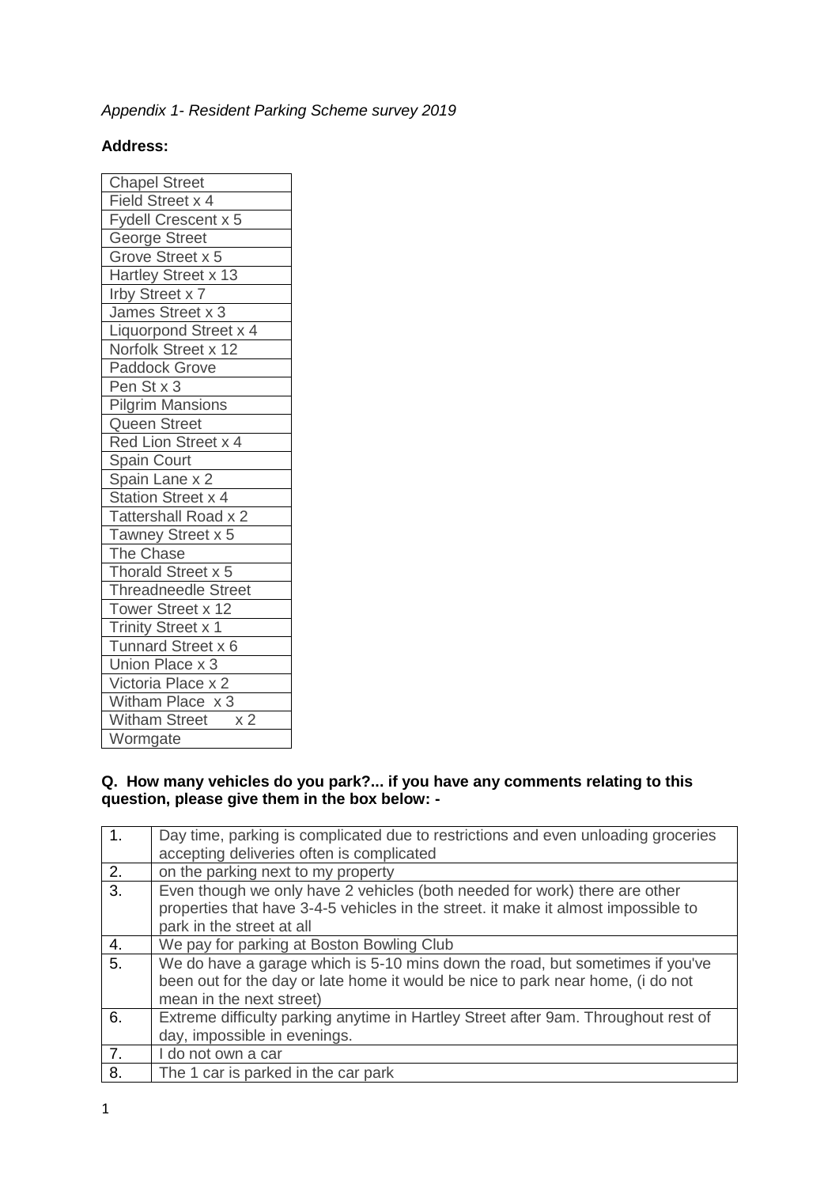*Appendix 1- Resident Parking Scheme survey 2019*

**Address:**

| Address |
|---|
| Chapel Street |
| Field Street x 4 |
| Fydell Crescent x 5 |
| George Street |
| Grove Street x 5 |
| Hartley Street x 13 |
| Irby Street x 7 |
| James Street x 3 |
| Liquorpond Street x 4 |
| Norfolk Street x 12 |
| Paddock Grove |
| Pen St x 3 |
| Pilgrim Mansions |
| Queen Street |
| Red Lion Street x 4 |
| Spain Court |
| Spain Lane x 2 |
| Station Street x 4 |
| Tattershall Road x 2 |
| Tawney Street x 5 |
| The Chase |
| Thorald Street x 5 |
| Threadneedle Street |
| Tower Street x 12 |
| Trinity Street x 1 |
| Tunnard Street x 6 |
| Union Place x 3 |
| Victoria Place x 2 |
| Witham Place x 3 |
| Witham Street x 2 |
| Wormgate |

**Q. How many vehicles do you park?... if you have any comments relating to this question, please give them in the box below: -**

| # | Comment |
|---|---|
| 1. | Day time, parking is complicated due to restrictions and even unloading groceries accepting deliveries often is complicated |
| 2. | on the parking next to my property |
| 3. | Even though we only have 2 vehicles (both needed for work) there are other properties that have 3-4-5 vehicles in the street. it make it almost impossible to park in the street at all |
| 4. | We pay for parking at Boston Bowling Club |
| 5. | We do have a garage which is 5-10 mins down the road, but sometimes if you've been out for the day or late home it would be nice to park near home, (i do not mean in the next street) |
| 6. | Extreme difficulty parking anytime in Hartley Street after 9am. Throughout rest of day, impossible in evenings. |
| 7. | I do not own a car |
| 8. | The 1 car is parked in the car park |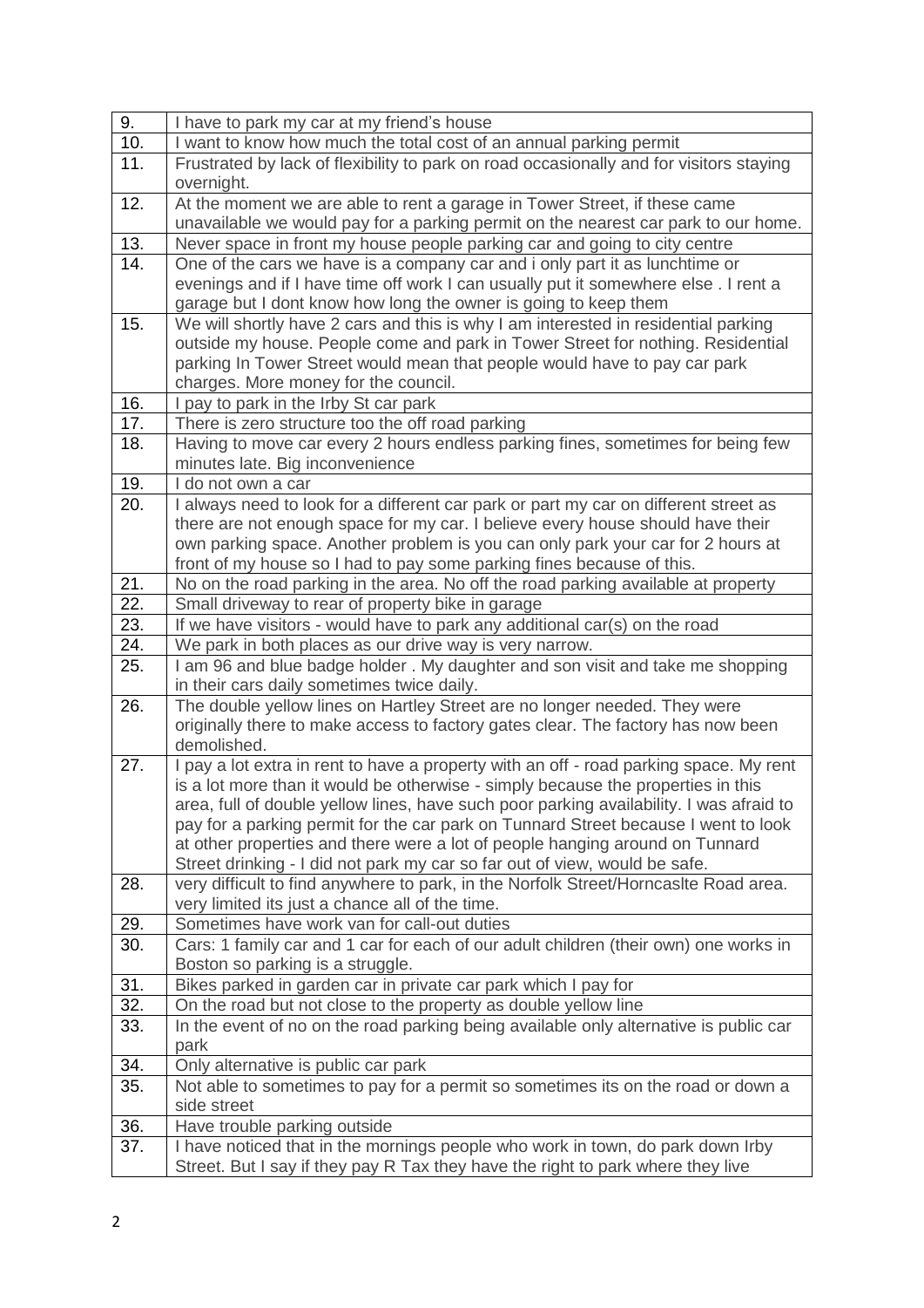| | |
|---|---|
| 9. | I have to park my car at my friend's house |
| 10. | I want to know how much the total cost of an annual parking permit |
| 11. | Frustrated by lack of flexibility to park on road occasionally and for visitors staying overnight. |
| 12. | At the moment we are able to rent a garage in Tower Street, if these came unavailable we would pay for a parking permit on the nearest car park to our home. |
| 13. | Never space in front my house people parking car and going to city centre |
| 14. | One of the cars we have is a company car and i only part it as lunchtime or evenings and if I have time off work I can usually put it somewhere else . I rent a garage but I dont know how long the owner is going to keep them |
| 15. | We will shortly have 2 cars and this is why I am interested in residential parking outside my house. People come and park in Tower Street for nothing. Residential parking In Tower Street would mean that people would have to pay car park charges. More money for the council. |
| 16. | I pay to park in the Irby St car park |
| 17. | There is zero structure too the off road parking |
| 18. | Having to move car every 2 hours endless parking fines, sometimes for being few minutes late. Big inconvenience |
| 19. | I do not own a car |
| 20. | I always need to look for a different car park or part my car on different street as there are not enough space for my car. I believe every house should have their own parking space. Another problem is you can only park your car for 2 hours at front of my house so I had to pay some parking fines because of this. |
| 21. | No on the road parking in the area. No off the road parking available at property |
| 22. | Small driveway to rear of property bike in garage |
| 23. | If we have visitors - would have to park any additional car(s) on the road |
| 24. | We park in both places as our drive way is very narrow. |
| 25. | I am 96 and blue badge holder . My daughter and son visit and take me shopping in their cars daily sometimes twice daily. |
| 26. | The double yellow lines on Hartley Street are no longer needed. They were originally there to make access to factory gates clear. The factory has now been demolished. |
| 27. | I pay a lot extra in rent to have a property with an off - road parking space. My rent is a lot more than it would be otherwise - simply because the properties in this area, full of double yellow lines, have such poor parking availability. I was afraid to pay for a parking permit for the car park on Tunnard Street because I went to look at other properties and there were a lot of people hanging around on Tunnard Street drinking - I did not park my car so far out of view, would be safe. |
| 28. | very difficult to find anywhere to park, in the Norfolk Street/Horncaslte Road area. very limited its just a chance all of the time. |
| 29. | Sometimes have work van for call-out duties |
| 30. | Cars: 1 family car and 1 car for each of our adult children (their own) one works in Boston so parking is a struggle. |
| 31. | Bikes parked in garden car in private car park which I pay for |
| 32. | On the road but not close to the property as double yellow line |
| 33. | In the event of no on the road parking being available only alternative is public car park |
| 34. | Only alternative is public car park |
| 35. | Not able to sometimes to pay for a permit so sometimes its on the road or down a side street |
| 36. | Have trouble parking outside |
| 37. | I have noticed that in the mornings people who work in town, do park down Irby Street. But I say if they pay R Tax they have the right to park where they live |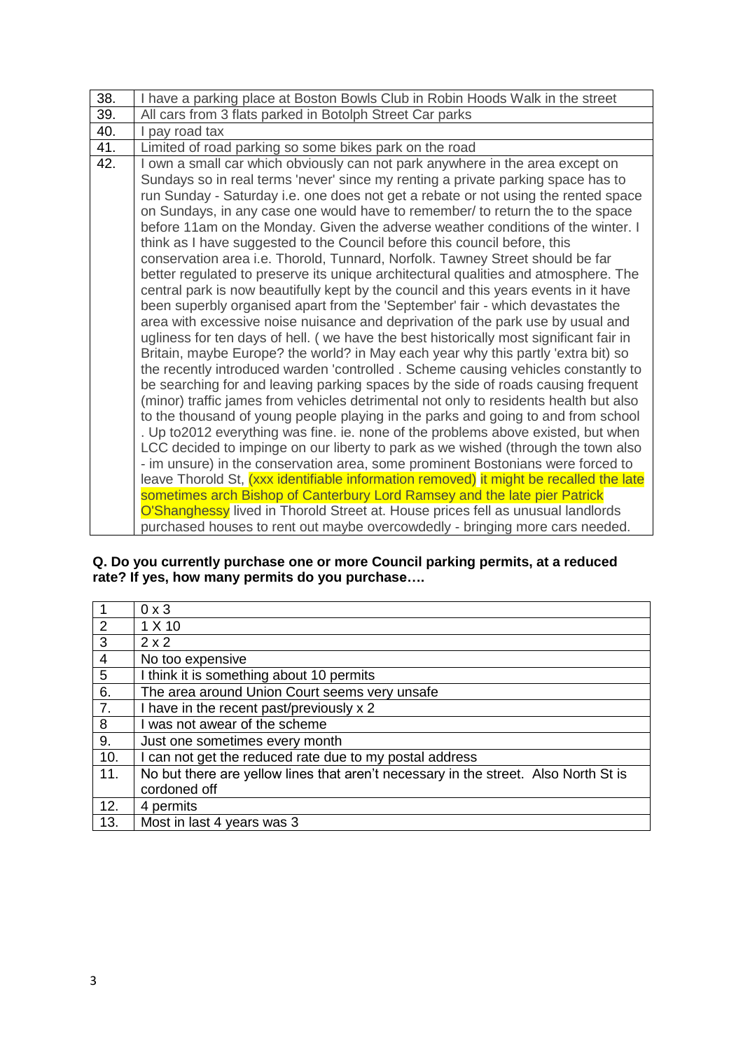| | |
|---|---|
| 38. | I have a parking place at Boston Bowls Club in Robin Hoods Walk in the street |
| 39. | All cars from 3 flats parked in Botolph Street Car parks |
| 40. | I pay road tax |
| 41. | Limited of road parking so some bikes park on the road |
| 42. | I own a small car which obviously can not park anywhere in the area except on Sundays so in real terms 'never' since my renting a private parking space has to run Sunday - Saturday i.e. one does not get a rebate or not using the rented space on Sundays, in any case one would have to remember/ to return the to the space before 11am on the Monday. Given the adverse weather conditions of the winter. I think as I have suggested to the Council before this council before, this conservation area i.e. Thorold, Tunnard, Norfolk. Tawney Street should be far better regulated to preserve its unique architectural qualities and atmosphere. The central park is now beautifully kept by the council and this years events in it have been superbly organised apart from the 'September' fair - which devastates the area with excessive noise nuisance and deprivation of the park use by usual and ugliness for ten days of hell. ( we have the best historically most significant fair in Britain, maybe Europe? the world? in May each year why this partly 'extra bit) so the recently introduced warden 'controlled . Scheme causing vehicles constantly to be searching for and leaving parking spaces by the side of roads causing frequent (minor) traffic james from vehicles detrimental not only to residents health but also to the thousand of young people playing in the parks and going to and from school . Up to2012 everything was fine. ie. none of the problems above existed, but when LCC decided to impinge on our liberty to park as we wished (through the town also - im unsure) in the conservation area, some prominent Bostonians were forced to leave Thorold St, (xxx identifiable information removed) it might be recalled the late sometimes arch Bishop of Canterbury Lord Ramsey and the late pier Patrick O'Shanghessy lived in Thorold Street at. House prices fell as unusual landlords purchased houses to rent out maybe overcowdedly - bringing more cars needed. |

**Q. Do you currently purchase one or more Council parking permits, at a reduced rate? If yes, how many permits do you purchase….**

| | |
|---|---|
| 1 | 0 x 3 |
| 2 | 1 X 10 |
| 3 | 2 x 2 |
| 4 | No too expensive |
| 5 | I think it is something about 10 permits |
| 6. | The area around Union Court seems very unsafe |
| 7. | I have in the recent past/previously x 2 |
| 8 | I was not awear of the scheme |
| 9. | Just one sometimes every month |
| 10. | I can not get the reduced rate due to my postal address |
| 11. | No but there are yellow lines that aren't necessary in the street. Also North St is cordoned off |
| 12. | 4 permits |
| 13. | Most in last 4 years was 3 |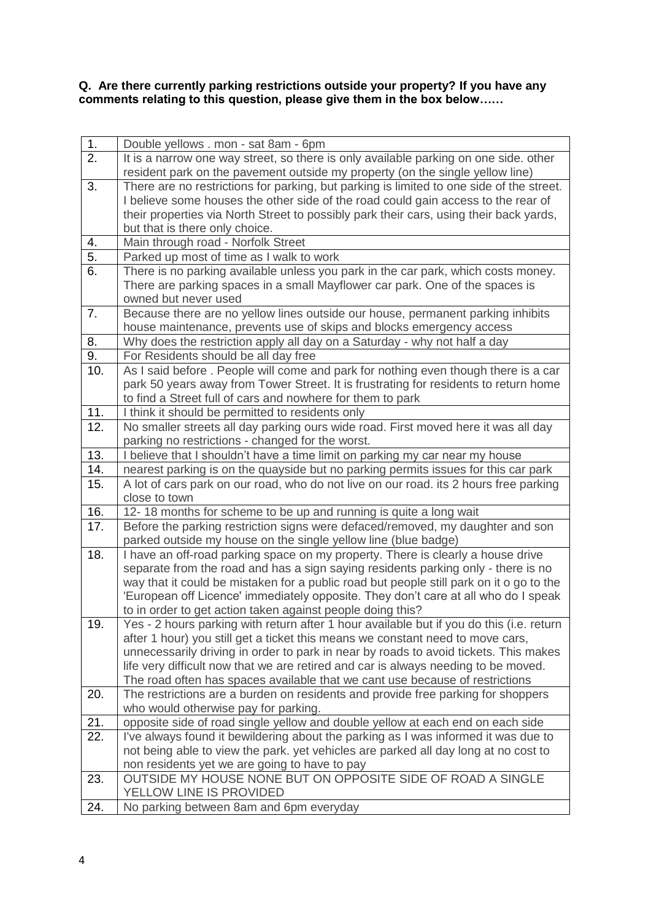**Q. Are there currently parking restrictions outside your property? If you have any comments relating to this question, please give them in the box below……**

| | |
|---|---|
| 1. | Double yellows . mon - sat 8am - 6pm |
| 2. | It is a narrow one way street, so there is only available parking on one side. other resident park on the pavement outside my property (on the single yellow line) |
| 3. | There are no restrictions for parking, but parking is limited to one side of the street. I believe some houses the other side of the road could gain access to the rear of their properties via North Street to possibly park their cars, using their back yards, but that is there only choice. |
| 4. | Main through road - Norfolk Street |
| 5. | Parked up most of time as I walk to work |
| 6. | There is no parking available unless you park in the car park, which costs money. There are parking spaces in a small Mayflower car park. One of the spaces is owned but never used |
| 7. | Because there are no yellow lines outside our house, permanent parking inhibits house maintenance, prevents use of skips and blocks emergency access |
| 8. | Why does the restriction apply all day on a Saturday - why not half a day |
| 9. | For Residents should be all day free |
| 10. | As I said before . People will come and park for nothing even though there is a car park 50 years away from Tower Street. It is frustrating for residents to return home to find a Street full of cars and nowhere for them to park |
| 11. | I think it should be permitted to residents only |
| 12. | No smaller streets all day parking ours wide road. First moved here it was all day parking no restrictions - changed for the worst. |
| 13. | I believe that I shouldn't have a time limit on parking my car near my house |
| 14. | nearest parking is on the quayside but no parking permits issues for this car park |
| 15. | A lot of cars park on our road, who do not live on our road. its 2 hours free parking close to town |
| 16. | 12- 18 months for scheme to be up and running is quite a long wait |
| 17. | Before the parking restriction signs were defaced/removed, my daughter and son parked outside my house on the single yellow line (blue badge) |
| 18. | I have an off-road parking space on my property. There is clearly a house drive separate from the road and has a sign saying residents parking only - there is no way that it could be mistaken for a public road but people still park on it o go to the 'European off Licence' immediately opposite. They don't care at all who do I speak to in order to get action taken against people doing this? |
| 19. | Yes - 2 hours parking with return after 1 hour available but if you do this (i.e. return after 1 hour) you still get a ticket this means we constant need to move cars, unnecessarily driving in order to park in near by roads to avoid tickets. This makes life very difficult now that we are retired and car is always needing to be moved. The road often has spaces available that we cant use because of restrictions |
| 20. | The restrictions are a burden on residents and provide free parking for shoppers who would otherwise pay for parking. |
| 21. | opposite side of road single yellow and double yellow at each end on each side |
| 22. | I've always found it bewildering about the parking as I was informed it was due to not being able to view the park. yet vehicles are parked all day long at no cost to non residents yet we are going to have to pay |
| 23. | OUTSIDE MY HOUSE NONE BUT ON OPPOSITE SIDE OF ROAD A SINGLE YELLOW LINE IS PROVIDED |
| 24. | No parking between 8am and 6pm everyday |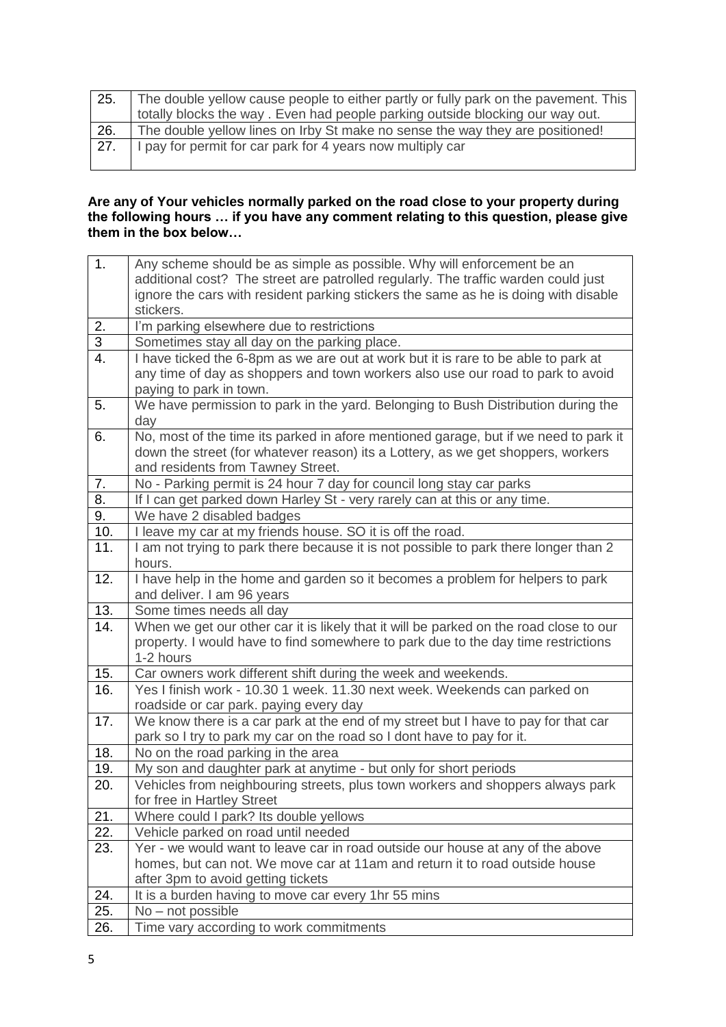| | |
|---|---|
| 25. | The double yellow cause people to either partly or fully park on the pavement. This totally blocks the way . Even had people parking outside blocking our way out. |
| 26. | The double yellow lines on Irby St make no sense the way they are positioned! |
| 27. | I pay for permit for car park for 4 years now multiply car |

**Are any of Your vehicles normally parked on the road close to your property during the following hours … if you have any comment relating to this question, please give them in the box below…**

| | |
|---|---|
| 1. | Any scheme should be as simple as possible. Why will enforcement be an additional cost? The street are patrolled regularly. The traffic warden could just ignore the cars with resident parking stickers the same as he is doing with disable stickers. |
| 2. | I'm parking elsewhere due to restrictions |
| 3 | Sometimes stay all day on the parking place. |
| 4. | I have ticked the 6-8pm as we are out at work but it is rare to be able to park at any time of day as shoppers and town workers also use our road to park to avoid paying to park in town. |
| 5. | We have permission to park in the yard. Belonging to Bush Distribution during the day |
| 6. | No, most of the time its parked in afore mentioned garage, but if we need to park it down the street (for whatever reason) its a Lottery, as we get shoppers, workers and residents from Tawney Street. |
| 7. | No - Parking permit is 24 hour 7 day for council long stay car parks |
| 8. | If I can get parked down Harley St - very rarely can at this or any time. |
| 9. | We have 2 disabled badges |
| 10. | I leave my car at my friends house. SO it is off the road. |
| 11. | I am not trying to park there because it is not possible to park there longer than 2 hours. |
| 12. | I have help in the home and garden so it becomes a problem for helpers to park and deliver. I am 96 years |
| 13. | Some times needs all day |
| 14. | When we get our other car it is likely that it will be parked on the road close to our property. I would have to find somewhere to park due to the day time restrictions 1-2 hours |
| 15. | Car owners work different shift during the week and weekends. |
| 16. | Yes I finish work - 10.30 1 week. 11.30 next week. Weekends can parked on roadside or car park. paying every day |
| 17. | We know there is a car park at the end of my street but I have to pay for that car park so I try to park my car on the road so I dont have to pay for it. |
| 18. | No on the road parking in the area |
| 19. | My son and daughter park at anytime - but only for short periods |
| 20. | Vehicles from neighbouring streets, plus town workers and shoppers always park for free in Hartley Street |
| 21. | Where could I park? Its double yellows |
| 22. | Vehicle parked on road until needed |
| 23. | Yer - we would want to leave car in road outside our house at any of the above homes, but can not. We move car at 11am and return it to road outside house after 3pm to avoid getting tickets |
| 24. | It is a burden having to move car every 1hr 55 mins |
| 25. | No – not possible |
| 26. | Time vary according to work commitments |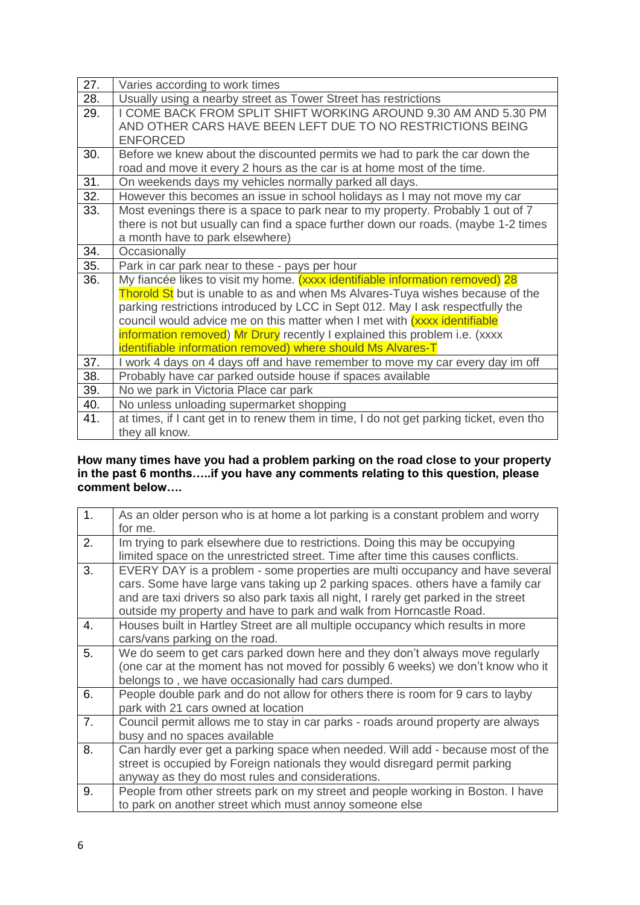| | |
|---|---|
| 27. | Varies according to work times |
| 28. | Usually using a nearby street as Tower Street has restrictions |
| 29. | I COME BACK FROM SPLIT SHIFT WORKING AROUND 9.30 AM AND 5.30 PM AND OTHER CARS HAVE BEEN LEFT DUE TO NO RESTRICTIONS BEING ENFORCED |
| 30. | Before we knew about the discounted permits we had to park the car down the road and move it every 2 hours as the car is at home most of the time. |
| 31. | On weekends days my vehicles normally parked all days. |
| 32. | However this becomes an issue in school holidays as I may not move my car |
| 33. | Most evenings there is a space to park near to my property. Probably 1 out of 7 there is not but usually can find a space further down our roads. (maybe 1-2 times a month have to park elsewhere) |
| 34. | Occasionally |
| 35. | Park in car park near to these - pays per hour |
| 36. | My fiancée likes to visit my home. (xxxx identifiable information removed) 28 Thorold St but is unable to as and when Ms Alvares-Tuya wishes because of the parking restrictions introduced by LCC in Sept 012. May I ask respectfully the council would advice me on this matter when I met with (xxxx identifiable information removed) Mr Drury recently I explained this problem i.e. (xxxx identifiable information removed) where should Ms Alvares-T |
| 37. | I work 4 days on 4 days off and have remember to move my car every day im off |
| 38. | Probably have car parked outside house if spaces available |
| 39. | No we park in Victoria Place car park |
| 40. | No unless unloading supermarket shopping |
| 41. | at times, if I cant get in to renew them in time, I do not get parking ticket, even tho they all know. |

**How many times have you had a problem parking on the road close to your property in the past 6 months…..if you have any comments relating to this question, please comment below….**

| | |
|---|---|
| 1. | As an older person who is at home a lot parking is a constant problem and worry for me. |
| 2. | Im trying to park elsewhere due to restrictions. Doing this may be occupying limited space on the unrestricted street. Time after time this causes conflicts. |
| 3. | EVERY DAY is a problem - some properties are multi occupancy and have several cars. Some have large vans taking up 2 parking spaces. others have a family car and are taxi drivers so also park taxis all night, I rarely get parked in the street outside my property and have to park and walk from Horncastle Road. |
| 4. | Houses built in Hartley Street are all multiple occupancy which results in more cars/vans parking on the road. |
| 5. | We do seem to get cars parked down here and they don't always move regularly (one car at the moment has not moved for possibly 6 weeks) we don't know who it belongs to , we have occasionally had cars dumped. |
| 6. | People double park and do not allow for others there is room for 9 cars to layby park with 21 cars owned at location |
| 7. | Council permit allows me to stay in car parks - roads around property are always busy and no spaces available |
| 8. | Can hardly ever get a parking space when needed. Will add - because most of the street is occupied by Foreign nationals they would disregard permit parking anyway as they do most rules and considerations. |
| 9. | People from other streets park on my street and people working in Boston. I have to park on another street which must annoy someone else |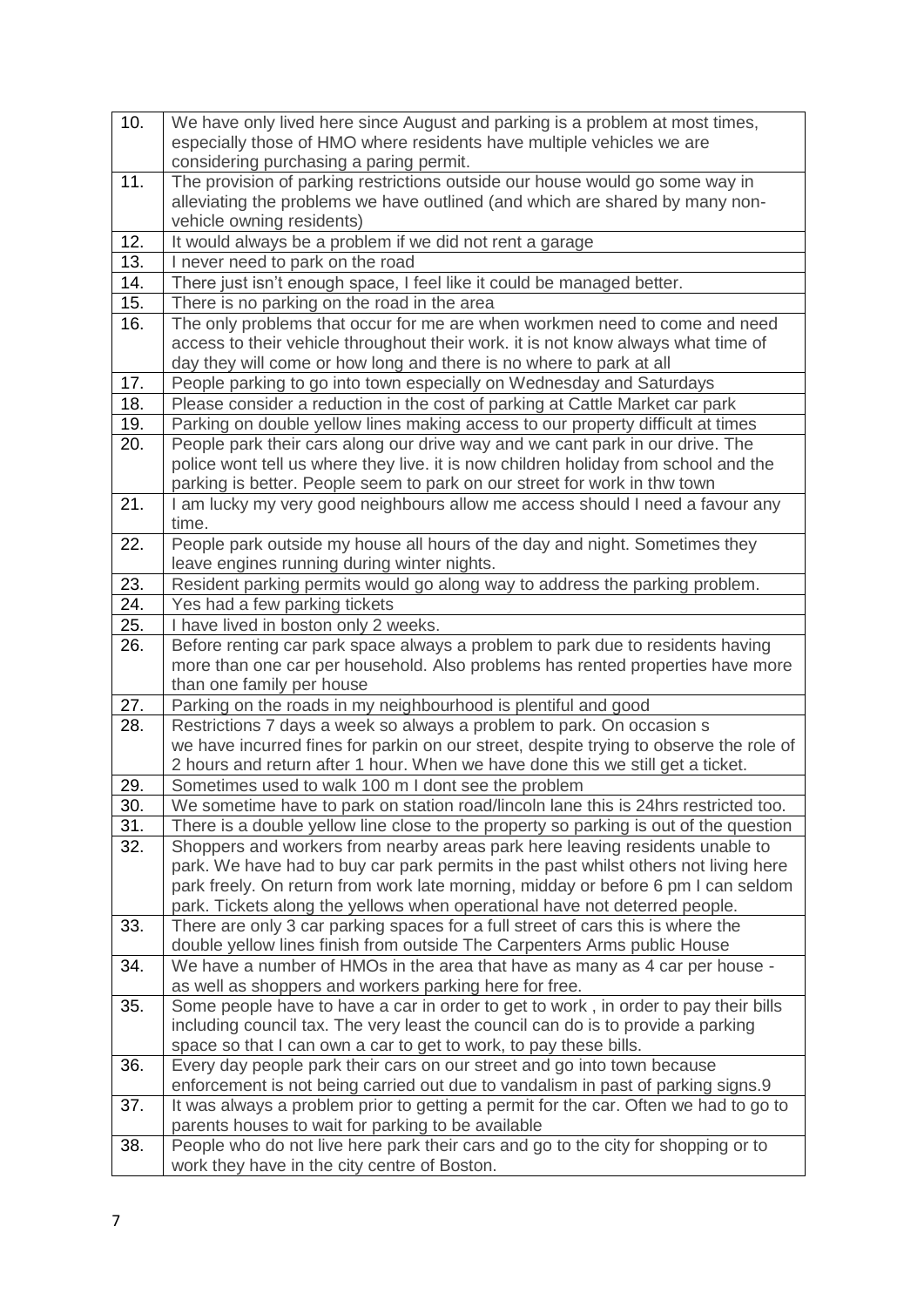| | |
|---|---|
| 10. | We have only lived here since August and parking is a problem at most times, especially those of HMO where residents have multiple vehicles we are considering purchasing a paring permit. |
| 11. | The provision of parking restrictions outside our house would go some way in alleviating the problems we have outlined (and which are shared by many non-vehicle owning residents) |
| 12. | It would always be a problem if we did not rent a garage |
| 13. | I never need to park on the road |
| 14. | There just isn't enough space, I feel like it could be managed better. |
| 15. | There is no parking on the road in the area |
| 16. | The only problems that occur for me are when workmen need to come and need access to their vehicle throughout their work. it is not know always what time of day they will come or how long and there is no where to park at all |
| 17. | People parking to go into town especially on Wednesday and Saturdays |
| 18. | Please consider a reduction in the cost of parking at Cattle Market car park |
| 19. | Parking on double yellow lines making access to our property difficult at times |
| 20. | People park their cars along our drive way and we cant park in our drive. The police wont tell us where they live. it is now children holiday from school and the parking is better. People seem to park on our street for work in thw town |
| 21. | I am lucky my very good neighbours allow me access should I need a favour any time. |
| 22. | People park outside my house all hours of the day and night. Sometimes they leave engines running during winter nights. |
| 23. | Resident parking permits would go along way to address the parking problem. |
| 24. | Yes had a few parking tickets |
| 25. | I have lived in boston only 2 weeks. |
| 26. | Before renting car park space always a problem to park due to residents having more than one car per household. Also problems has rented properties have more than one family per house |
| 27. | Parking on the roads in my neighbourhood is plentiful and good |
| 28. | Restrictions 7 days a week so always a problem to park. On occasion s we have incurred fines for parkin on our street, despite trying to observe the role of 2 hours and return after 1 hour. When we have done this we still get a ticket. |
| 29. | Sometimes used to walk 100 m I dont see the problem |
| 30. | We sometime have to park on station road/lincoln lane this is 24hrs restricted too. |
| 31. | There is a double yellow line close to the property so parking is out of the question |
| 32. | Shoppers and workers from nearby areas park here leaving residents unable to park. We have had to buy car park permits in the past whilst others not living here park freely. On return from work late morning, midday or before 6 pm I can seldom park. Tickets along the yellows when operational have not deterred people. |
| 33. | There are only 3 car parking spaces for a full street of cars this is where the double yellow lines finish from outside The Carpenters Arms public House |
| 34. | We have a number of HMOs in the area that have as many as 4 car per house - as well as shoppers and workers parking here for free. |
| 35. | Some people have to have a car in order to get to work , in order to pay their bills including council tax. The very least the council can do is to provide a parking space so that I can own a car to get to work, to pay these bills. |
| 36. | Every day people park their cars on our street and go into town because enforcement is not being carried out due to vandalism in past of parking signs.9 |
| 37. | It was always a problem prior to getting a permit for the car. Often we had to go to parents houses to wait for parking to be available |
| 38. | People who do not live here park their cars and go to the city for shopping or to work they have in the city centre of Boston. |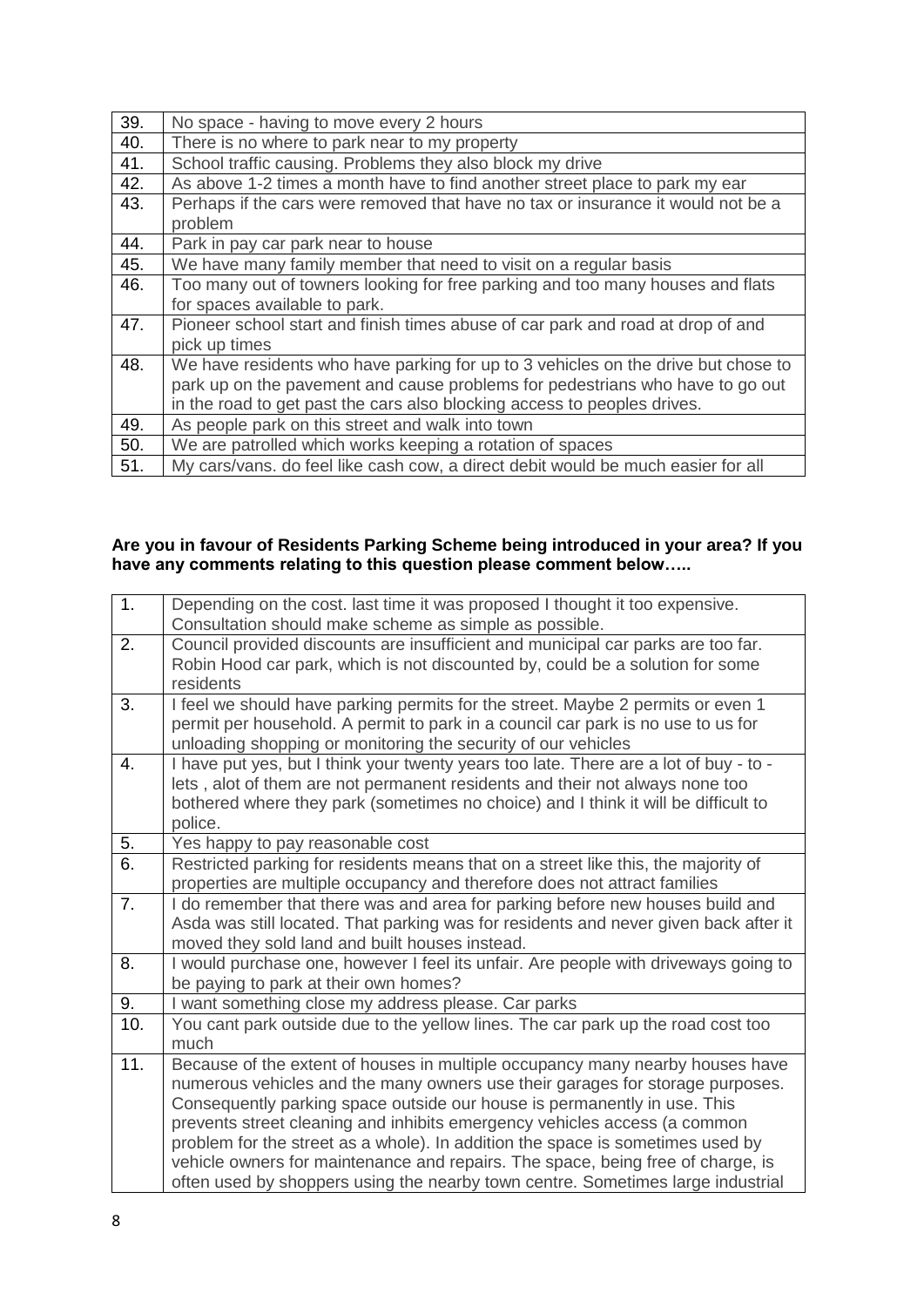| | |
|---|---|
| 39. | No space - having to move every 2 hours |
| 40. | There is no where to park near to my property |
| 41. | School traffic causing. Problems they also block my drive |
| 42. | As above 1-2 times a month have to find another street place to park my ear |
| 43. | Perhaps if the cars were removed that have no tax or insurance it would not be a problem |
| 44. | Park in pay car park near to house |
| 45. | We have many family member that need to visit on a regular basis |
| 46. | Too many out of towners looking for free parking and too many houses and flats for spaces available to park. |
| 47. | Pioneer school start and finish times abuse of car park and road at drop of and pick up times |
| 48. | We have residents who have parking for up to 3 vehicles on the drive but chose to park up on the pavement and cause problems for pedestrians who have to go out in the road to get past the cars also blocking access to peoples drives. |
| 49. | As people park on this street and walk into town |
| 50. | We are patrolled which works keeping a rotation of spaces |
| 51. | My cars/vans. do feel like cash cow, a direct debit would be much easier for all |

**Are you in favour of Residents Parking Scheme being introduced in your area? If you have any comments relating to this question please comment below…..**

| | |
|---|---|
| 1. | Depending on the cost. last time it was proposed I thought it too expensive. Consultation should make scheme as simple as possible. |
| 2. | Council provided discounts are insufficient and municipal car parks are too far. Robin Hood car park, which is not discounted by, could be a solution for some residents |
| 3. | I feel we should have parking permits for the street. Maybe 2 permits or even 1 permit per household. A permit to park in a council car park is no use to us for unloading shopping or monitoring the security of our vehicles |
| 4. | I have put yes, but I think your twenty years too late. There are a lot of buy - to - lets , alot of them are not permanent residents and their not always none too bothered where they park (sometimes no choice) and I think it will be difficult to police. |
| 5. | Yes happy to pay reasonable cost |
| 6. | Restricted parking for residents means that on a street like this, the majority of properties are multiple occupancy and therefore does not attract families |
| 7. | I do remember that there was and area for parking before new houses build and Asda was still located. That parking was for residents and never given back after it moved they sold land and built houses instead. |
| 8. | I would purchase one, however I feel its unfair. Are people with driveways going to be paying to park at their own homes? |
| 9. | I want something close my address please. Car parks |
| 10. | You cant park outside due to the yellow lines. The car park up the road cost too much |
| 11. | Because of the extent of houses in multiple occupancy many nearby houses have numerous vehicles and the many owners use their garages for storage purposes. Consequently parking space outside our house is permanently in use. This prevents street cleaning and inhibits emergency vehicles access (a common problem for the street as a whole). In addition the space is sometimes used by vehicle owners for maintenance and repairs. The space, being free of charge, is often used by shoppers using the nearby town centre. Sometimes large industrial |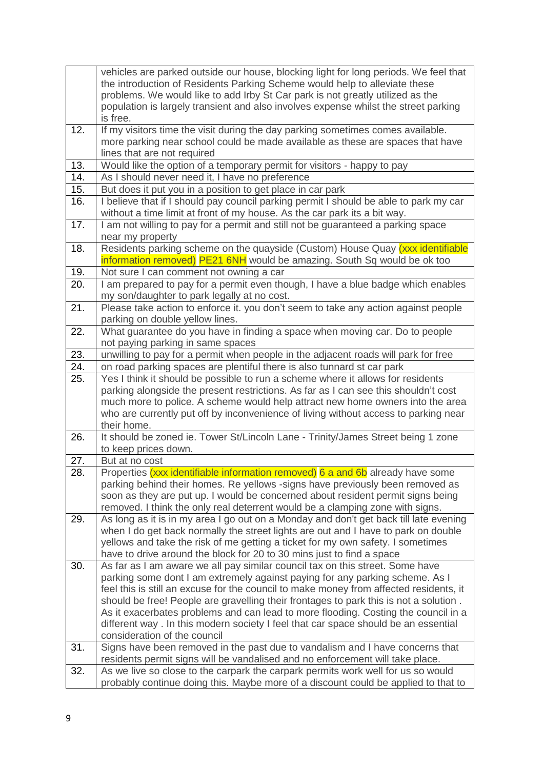| | |
|---|---|
| | vehicles are parked outside our house, blocking light for long periods. We feel that the introduction of Residents Parking Scheme would help to alleviate these problems. We would like to add Irby St Car park is not greatly utilized as the population is largely transient and also involves expense whilst the street parking is free. |
| 12. | If my visitors time the visit during the day parking sometimes comes available. more parking near school could be made available as these are spaces that have lines that are not required |
| 13. | Would like the option of a temporary permit for visitors - happy to pay |
| 14. | As I should never need it, I have no preference |
| 15. | But does it put you in a position to get place in car park |
| 16. | I believe that if I should pay council parking permit I should be able to park my car without a time limit at front of my house. As the car park its a bit way. |
| 17. | I am not willing to pay for a permit and still not be guaranteed a parking space near my property |
| 18. | Residents parking scheme on the quayside (Custom) House Quay (xxx identifiable information removed) PE21 6NH would be amazing. South Sq would be ok too |
| 19. | Not sure I can comment not owning a car |
| 20. | I am prepared to pay for a permit even though, I have a blue badge which enables my son/daughter to park legally at no cost. |
| 21. | Please take action to enforce it. you don't seem to take any action against people parking on double yellow lines. |
| 22. | What guarantee do you have in finding a space when moving car. Do to people not paying parking in same spaces |
| 23. | unwilling to pay for a permit when people in the adjacent roads will park for free |
| 24. | on road parking spaces are plentiful there is also tunnard st car park |
| 25. | Yes I think it should be possible to run a scheme where it allows for residents parking alongside the present restrictions. As far as I can see this shouldn't cost much more to police. A scheme would help attract new home owners into the area who are currently put off by inconvenience of living without access to parking near their home. |
| 26. | It should be zoned ie. Tower St/Lincoln Lane - Trinity/James Street being 1 zone to keep prices down. |
| 27. | But at no cost |
| 28. | Properties (xxx identifiable information removed) 6 a and 6b already have some parking behind their homes. Re yellows -signs have previously been removed as soon as they are put up. I would be concerned about resident permit signs being removed. I think the only real deterrent would be a clamping zone with signs. |
| 29. | As long as it is in my area I go out on a Monday and don't get back till late evening when I do get back normally the street lights are out and I have to park on double yellows and take the risk of me getting a ticket for my own safety. I sometimes have to drive around the block for 20 to 30 mins just to find a space |
| 30. | As far as I am aware we all pay similar council tax on this street. Some have parking some dont I am extremely against paying for any parking scheme. As I feel this is still an excuse for the council to make money from affected residents, it should be free! People are gravelling their frontages to park this is not a solution . As it exacerbates problems and can lead to more flooding. Costing the council in a different way . In this modern society I feel that car space should be an essential consideration of the council |
| 31. | Signs have been removed in the past due to vandalism and I have concerns that residents permit signs will be vandalised and no enforcement will take place. |
| 32. | As we live so close to the carpark the carpark permits work well for us so would probably continue doing this. Maybe more of a discount could be applied to that to |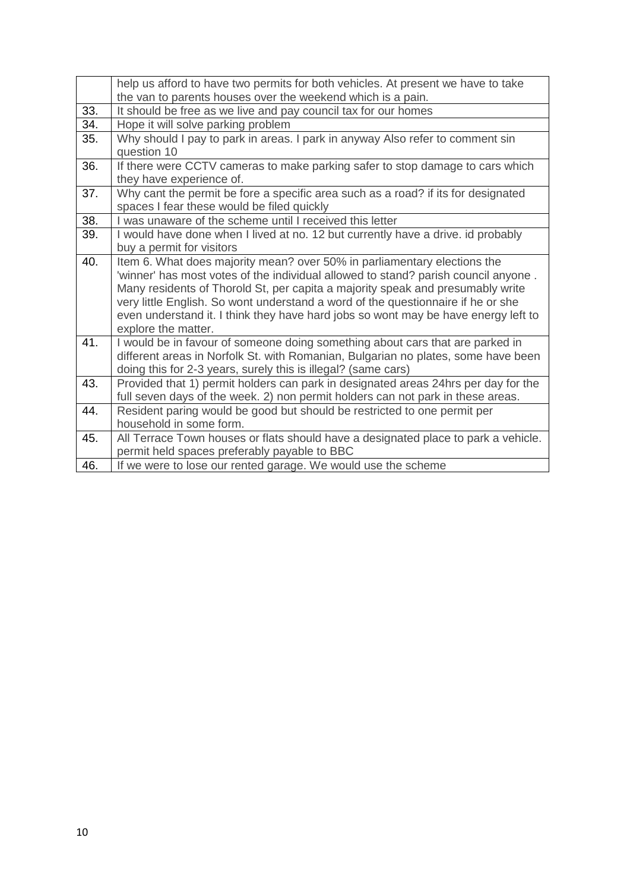| | |
|---|---|
| | help us afford to have two permits for both vehicles. At present we have to take the van to parents houses over the weekend which is a pain. |
| 33. | It should be free as we live and pay council tax for our homes |
| 34. | Hope it will solve parking problem |
| 35. | Why should I pay to park in areas. I park in anyway Also refer to comment sin question 10 |
| 36. | If there were CCTV cameras to make parking safer to stop damage to cars which they have experience of. |
| 37. | Why cant the permit be fore a specific area such as a road? if its for designated spaces I fear these would be filed quickly |
| 38. | I was unaware of the scheme until I received this letter |
| 39. | I would have done when I lived at no. 12 but currently have a drive. id probably buy a permit for visitors |
| 40. | Item 6. What does majority mean? over 50% in parliamentary elections the 'winner' has most votes of the individual allowed to stand? parish council anyone . Many residents of Thorold St, per capita a majority speak and presumably write very little English. So wont understand a word of the questionnaire if he or she even understand it. I think they have hard jobs so wont may be have energy left to explore the matter. |
| 41. | I would be in favour of someone doing something about cars that are parked in different areas in Norfolk St. with Romanian, Bulgarian no plates, some have been doing this for 2-3 years, surely this is illegal? (same cars) |
| 43. | Provided that 1) permit holders can park in designated areas 24hrs per day for the full seven days of the week. 2) non permit holders can not park in these areas. |
| 44. | Resident paring would be good but should be restricted to one permit per household in some form. |
| 45. | All Terrace Town houses or flats should have a designated place to park a vehicle. permit held spaces preferably payable to BBC |
| 46. | If we were to lose our rented garage. We would use the scheme |